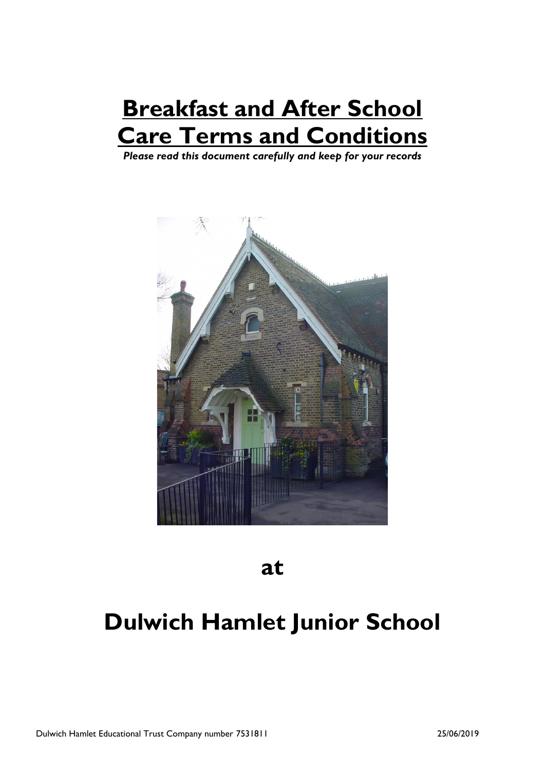# Breakfast and After School Care Terms and Conditions

***Please read this document carefully and keep for your records***

## at

# Dulwich Hamlet Junior School

Dulwich Hamlet Educational Trust Company number 7531811 25/06/2019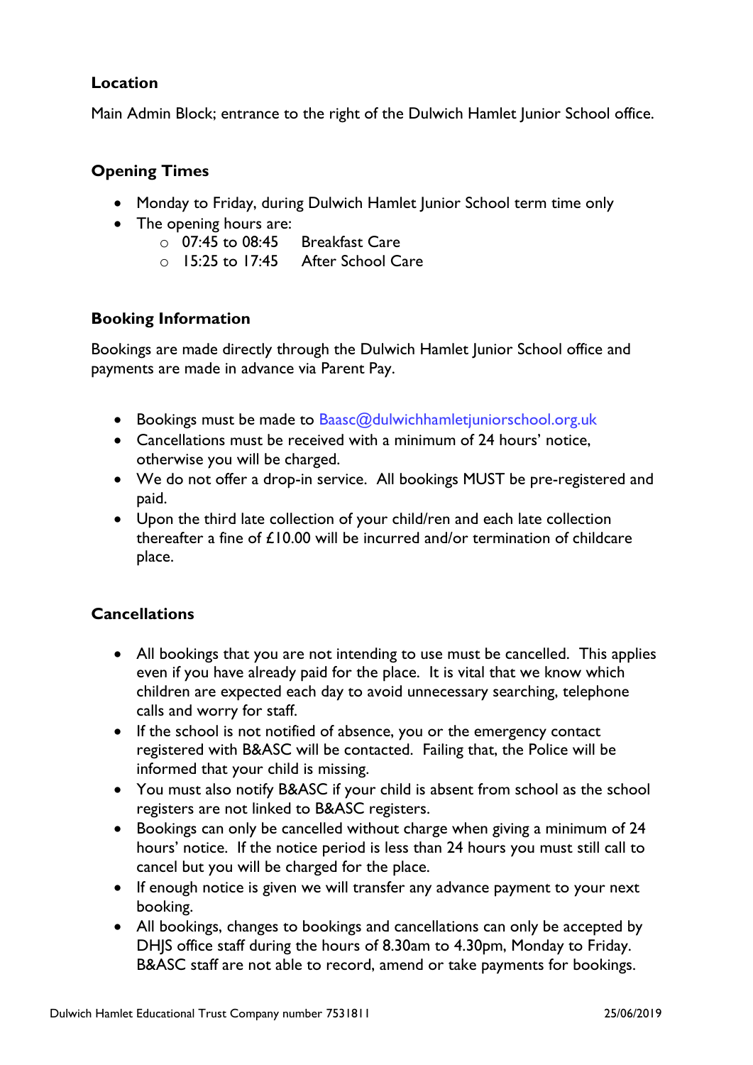**Location**

Main Admin Block; entrance to the right of the Dulwich Hamlet Junior School office.

**Opening Times**

- Monday to Friday, during Dulwich Hamlet Junior School term time only
- The opening hours are:
  - 07:45 to 08:45 Breakfast Care
  - 15:25 to 17:45 After School Care

**Booking Information**

Bookings are made directly through the Dulwich Hamlet Junior School office and payments are made in advance via Parent Pay.

- Bookings must be made to Baasc@dulwichhamletjuniorschool.org.uk
- Cancellations must be received with a minimum of 24 hours' notice, otherwise you will be charged.
- We do not offer a drop-in service. All bookings MUST be pre-registered and paid.
- Upon the third late collection of your child/ren and each late collection thereafter a fine of £10.00 will be incurred and/or termination of childcare place.

**Cancellations**

- All bookings that you are not intending to use must be cancelled. This applies even if you have already paid for the place. It is vital that we know which children are expected each day to avoid unnecessary searching, telephone calls and worry for staff.
- If the school is not notified of absence, you or the emergency contact registered with B&ASC will be contacted. Failing that, the Police will be informed that your child is missing.
- You must also notify B&ASC if your child is absent from school as the school registers are not linked to B&ASC registers.
- Bookings can only be cancelled without charge when giving a minimum of 24 hours' notice. If the notice period is less than 24 hours you must still call to cancel but you will be charged for the place.
- If enough notice is given we will transfer any advance payment to your next booking.
- All bookings, changes to bookings and cancellations can only be accepted by DHJS office staff during the hours of 8.30am to 4.30pm, Monday to Friday. B&ASC staff are not able to record, amend or take payments for bookings.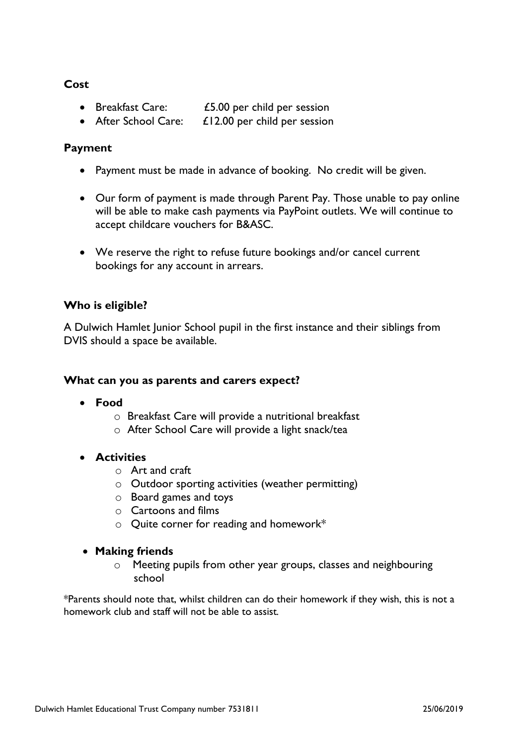**Cost**

- Breakfast Care: £5.00 per child per session
- After School Care: £12.00 per child per session

**Payment**

- Payment must be made in advance of booking. No credit will be given.
- Our form of payment is made through Parent Pay. Those unable to pay online will be able to make cash payments via PayPoint outlets. We will continue to accept childcare vouchers for B&ASC.
- We reserve the right to refuse future bookings and/or cancel current bookings for any account in arrears.

**Who is eligible?**

A Dulwich Hamlet Junior School pupil in the first instance and their siblings from DVIS should a space be available.

**What can you as parents and carers expect?**

- **Food**
  - Breakfast Care will provide a nutritional breakfast
  - After School Care will provide a light snack/tea
- **Activities**
  - Art and craft
  - Outdoor sporting activities (weather permitting)
  - Board games and toys
  - Cartoons and films
  - Quite corner for reading and homework*
- **Making friends**
  - Meeting pupils from other year groups, classes and neighbouring school

*Parents should note that, whilst children can do their homework if they wish, this is not a homework club and staff will not be able to assist.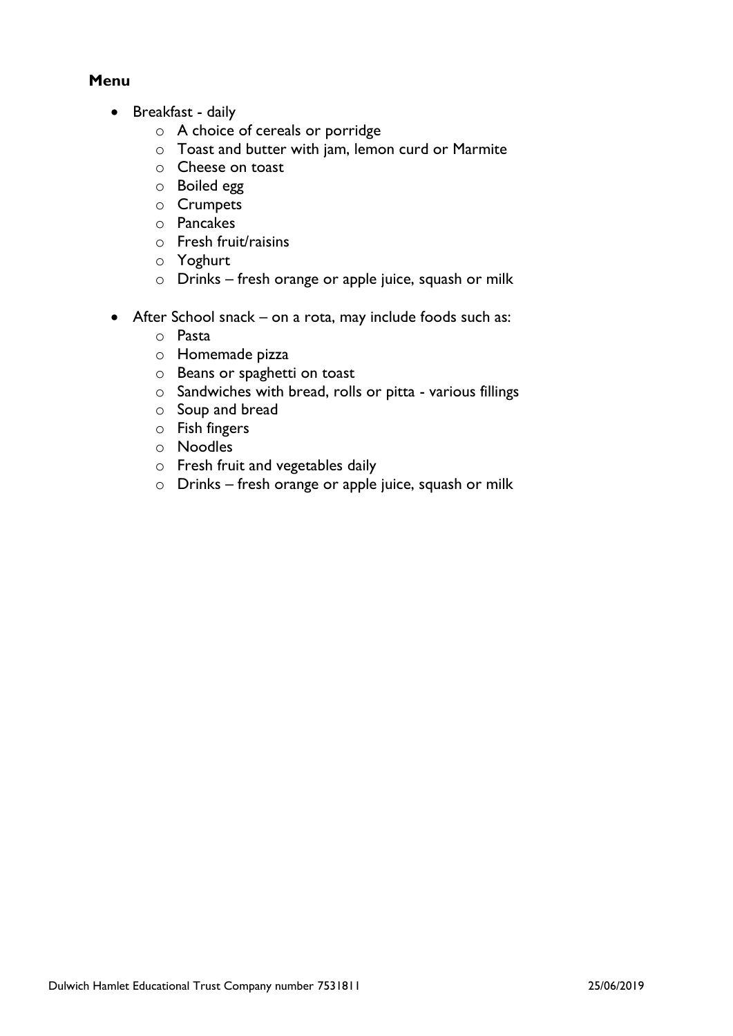**Menu**

- Breakfast - daily
  - A choice of cereals or porridge
  - Toast and butter with jam, lemon curd or Marmite
  - Cheese on toast
  - Boiled egg
  - Crumpets
  - Pancakes
  - Fresh fruit/raisins
  - Yoghurt
  - Drinks – fresh orange or apple juice, squash or milk

- After School snack – on a rota, may include foods such as:
  - Pasta
  - Homemade pizza
  - Beans or spaghetti on toast
  - Sandwiches with bread, rolls or pitta - various fillings
  - Soup and bread
  - Fish fingers
  - Noodles
  - Fresh fruit and vegetables daily
  - Drinks – fresh orange or apple juice, squash or milk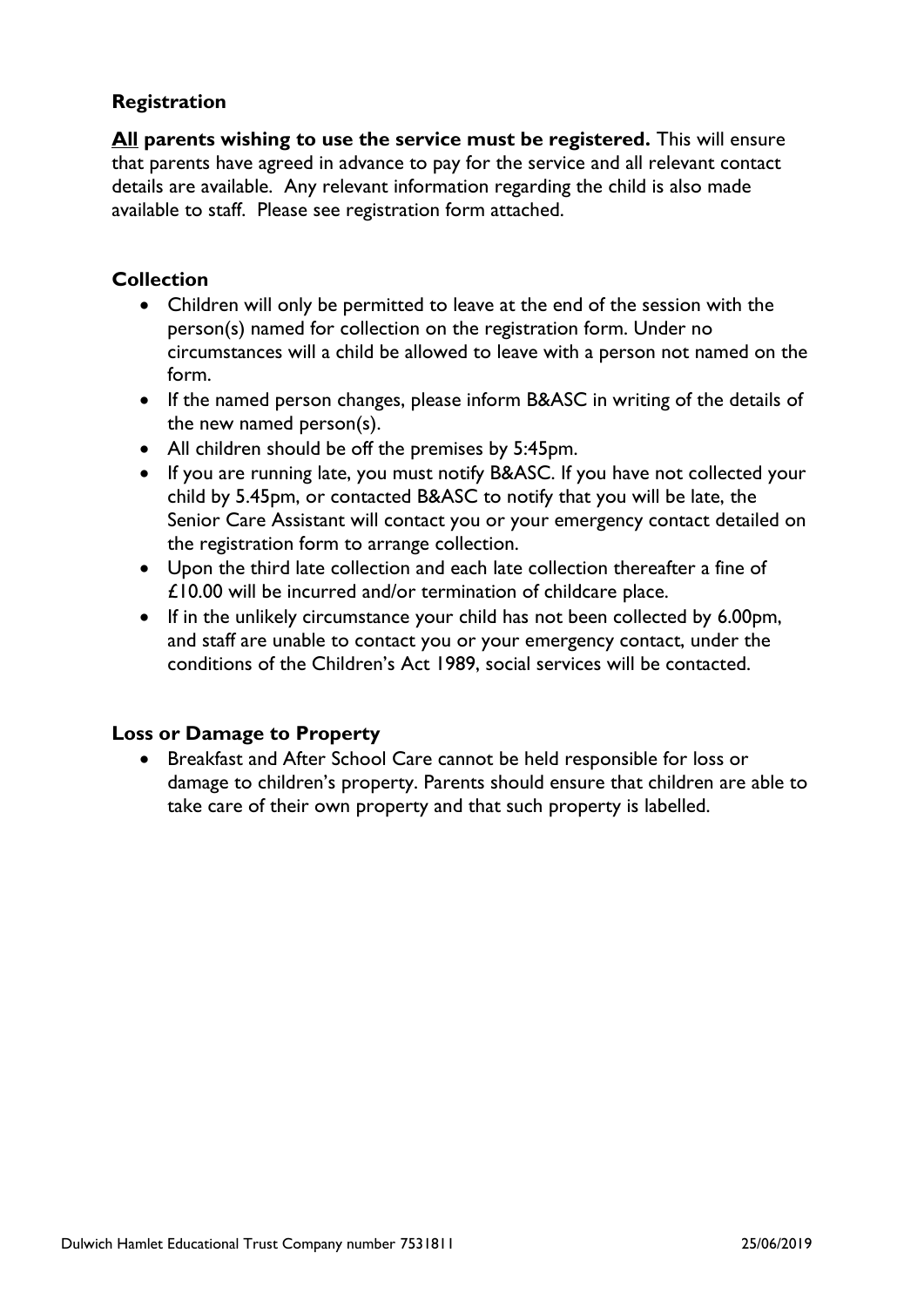### Registration

**<u>All</u> parents wishing to use the service must be registered.** This will ensure that parents have agreed in advance to pay for the service and all relevant contact details are available. Any relevant information regarding the child is also made available to staff. Please see registration form attached.

### Collection

- Children will only be permitted to leave at the end of the session with the person(s) named for collection on the registration form. Under no circumstances will a child be allowed to leave with a person not named on the form.
- If the named person changes, please inform B&ASC in writing of the details of the new named person(s).
- All children should be off the premises by 5:45pm.
- If you are running late, you must notify B&ASC. If you have not collected your child by 5.45pm, or contacted B&ASC to notify that you will be late, the Senior Care Assistant will contact you or your emergency contact detailed on the registration form to arrange collection.
- Upon the third late collection and each late collection thereafter a fine of £10.00 will be incurred and/or termination of childcare place.
- If in the unlikely circumstance your child has not been collected by 6.00pm, and staff are unable to contact you or your emergency contact, under the conditions of the Children's Act 1989, social services will be contacted.

### Loss or Damage to Property

- Breakfast and After School Care cannot be held responsible for loss or damage to children's property. Parents should ensure that children are able to take care of their own property and that such property is labelled.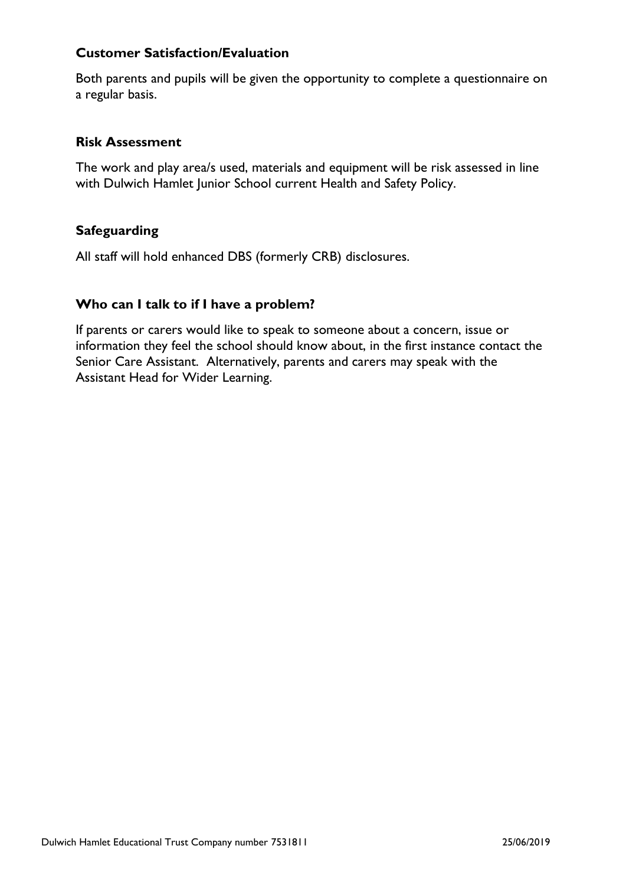### Customer Satisfaction/Evaluation

Both parents and pupils will be given the opportunity to complete a questionnaire on a regular basis.

### Risk Assessment

The work and play area/s used, materials and equipment will be risk assessed in line with Dulwich Hamlet Junior School current Health and Safety Policy.

### Safeguarding

All staff will hold enhanced DBS (formerly CRB) disclosures.

### Who can I talk to if I have a problem?

If parents or carers would like to speak to someone about a concern, issue or information they feel the school should know about, in the first instance contact the Senior Care Assistant. Alternatively, parents and carers may speak with the Assistant Head for Wider Learning.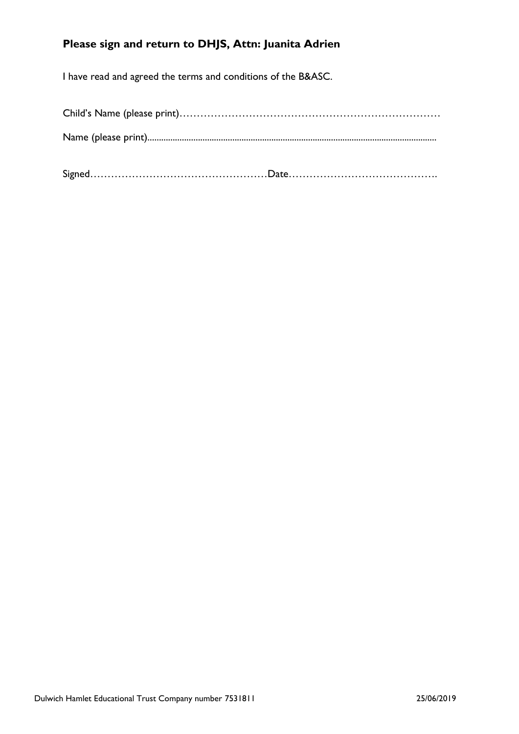**Please sign and return to DHJS, Attn: Juanita Adrien**

I have read and agreed the terms and conditions of the B&ASC.

Child's Name (please print)…………………………………………………………………

Name (please print)...........................................................................................................................

Signed……………………………………………Date…………………………………….